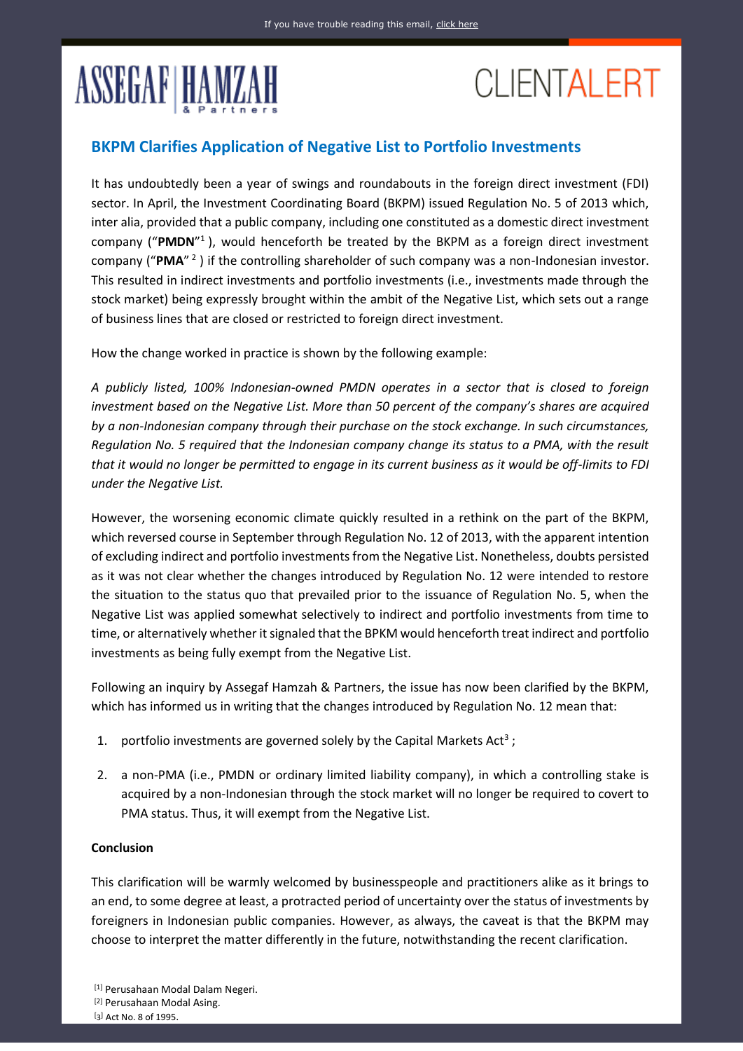ASSEGAF HAMZAH & Partners

CLIENTALERT

## BKPM Clarifies Application of Negative List to Portfolio Investments

It has undoubtedly been a year of swings and roundabouts in the foreign direct investment (FDI) sector. In April, the Investment Coordinating Board (BKPM) issued Regulation No. 5 of 2013 which, inter alia, provided that a public company, including one constituted as a domestic direct investment company ("**PMDN**"[1] ), would henceforth be treated by the BKPM as a foreign direct investment company ("**PMA**" [2] ) if the controlling shareholder of such company was a non-Indonesian investor. This resulted in indirect investments and portfolio investments (i.e., investments made through the stock market) being expressly brought within the ambit of the Negative List, which sets out a range of business lines that are closed or restricted to foreign direct investment.

How the change worked in practice is shown by the following example:

*A publicly listed, 100% Indonesian-owned PMDN operates in a sector that is closed to foreign investment based on the Negative List. More than 50 percent of the company's shares are acquired by a non-Indonesian company through their purchase on the stock exchange. In such circumstances, Regulation No. 5 required that the Indonesian company change its status to a PMA, with the result that it would no longer be permitted to engage in its current business as it would be off-limits to FDI under the Negative List.*

However, the worsening economic climate quickly resulted in a rethink on the part of the BKPM, which reversed course in September through Regulation No. 12 of 2013, with the apparent intention of excluding indirect and portfolio investments from the Negative List. Nonetheless, doubts persisted as it was not clear whether the changes introduced by Regulation No. 12 were intended to restore the situation to the status quo that prevailed prior to the issuance of Regulation No. 5, when the Negative List was applied somewhat selectively to indirect and portfolio investments from time to time, or alternatively whether it signaled that the BPKM would henceforth treat indirect and portfolio investments as being fully exempt from the Negative List.

Following an inquiry by Assegaf Hamzah & Partners, the issue has now been clarified by the BKPM, which has informed us in writing that the changes introduced by Regulation No. 12 mean that:

1. portfolio investments are governed solely by the Capital Markets Act[3] ;
2. a non-PMA (i.e., PMDN or ordinary limited liability company), in which a controlling stake is acquired by a non-Indonesian through the stock market will no longer be required to covert to PMA status. Thus, it will exempt from the Negative List.

**Conclusion**

This clarification will be warmly welcomed by businesspeople and practitioners alike as it brings to an end, to some degree at least, a protracted period of uncertainty over the status of investments by foreigners in Indonesian public companies. However, as always, the caveat is that the BKPM may choose to interpret the matter differently in the future, notwithstanding the recent clarification.

[1] Perusahaan Modal Dalam Negeri.
[2] Perusahaan Modal Asing.
[3] Act No. 8 of 1995.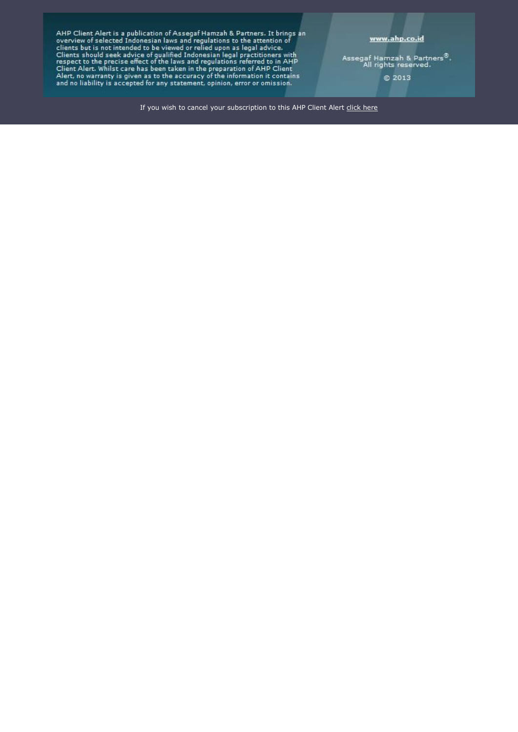AHP Client Alert is a publication of Assegaf Hamzah & Partners. It brings an overview of selected Indonesian laws and regulations to the attention of clients but is not intended to be viewed or relied upon as legal advice. Clients should seek advice of qualified Indonesian legal practitioners with respect to the precise effect of the laws and regulations referred to in AHP Client Alert. Whilst care has been taken in the preparation of AHP Client Alert, no warranty is given as to the accuracy of the information it contains and no liability is accepted for any statement, opinion, error or omission.

www.ahp.co.id

Assegaf Hamzah & Partners®. All rights reserved.

© 2013

If you wish to cancel your subscription to this AHP Client Alert click here